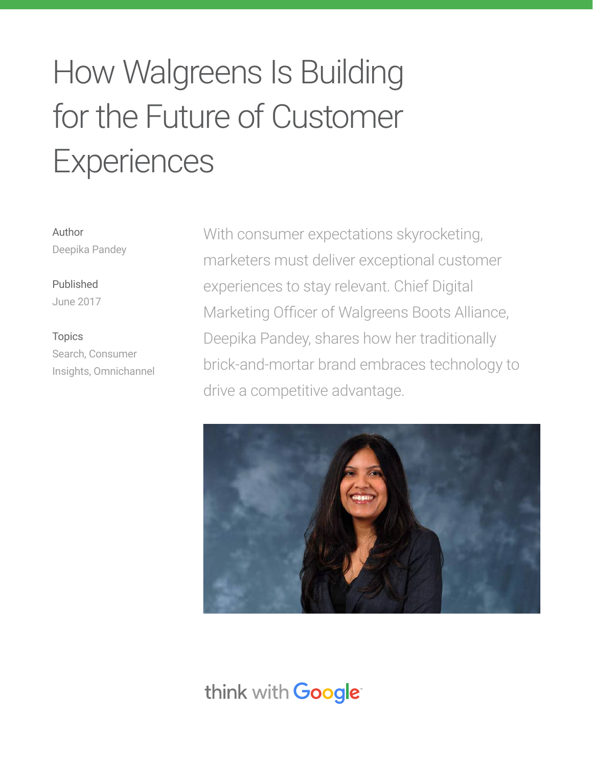# How Walgreens Is Building for the Future of Customer Experiences

Author
Deepika Pandey

Published
June 2017

Topics
Search, Consumer Insights, Omnichannel

With consumer expectations skyrocketing, marketers must deliver exceptional customer experiences to stay relevant. Chief Digital Marketing Officer of Walgreens Boots Alliance, Deepika Pandey, shares how her traditionally brick-and-mortar brand embraces technology to drive a competitive advantage.

think with Google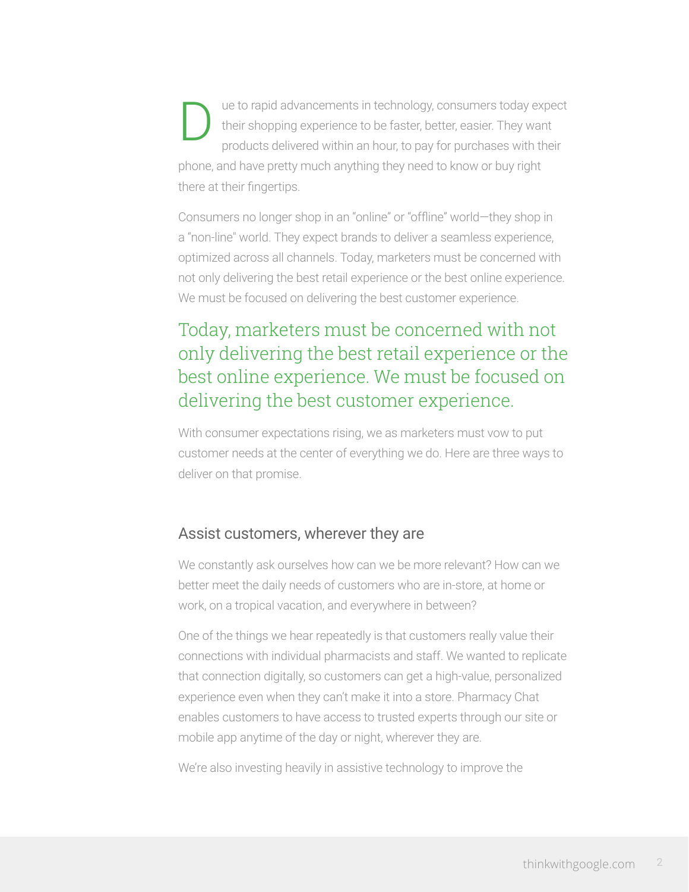Due to rapid advancements in technology, consumers today expect their shopping experience to be faster, better, easier. They want products delivered within an hour, to pay for purchases with their phone, and have pretty much anything they need to know or buy right there at their fingertips.

Consumers no longer shop in an "online" or "offline" world—they shop in a "non-line" world. They expect brands to deliver a seamless experience, optimized across all channels. Today, marketers must be concerned with not only delivering the best retail experience or the best online experience. We must be focused on delivering the best customer experience.

> Today, marketers must be concerned with not only delivering the best retail experience or the best online experience. We must be focused on delivering the best customer experience.

With consumer expectations rising, we as marketers must vow to put customer needs at the center of everything we do. Here are three ways to deliver on that promise.

## Assist customers, wherever they are

We constantly ask ourselves how can we be more relevant? How can we better meet the daily needs of customers who are in-store, at home or work, on a tropical vacation, and everywhere in between?

One of the things we hear repeatedly is that customers really value their connections with individual pharmacists and staff. We wanted to replicate that connection digitally, so customers can get a high-value, personalized experience even when they can't make it into a store. Pharmacy Chat enables customers to have access to trusted experts through our site or mobile app anytime of the day or night, wherever they are.

We're also investing heavily in assistive technology to improve the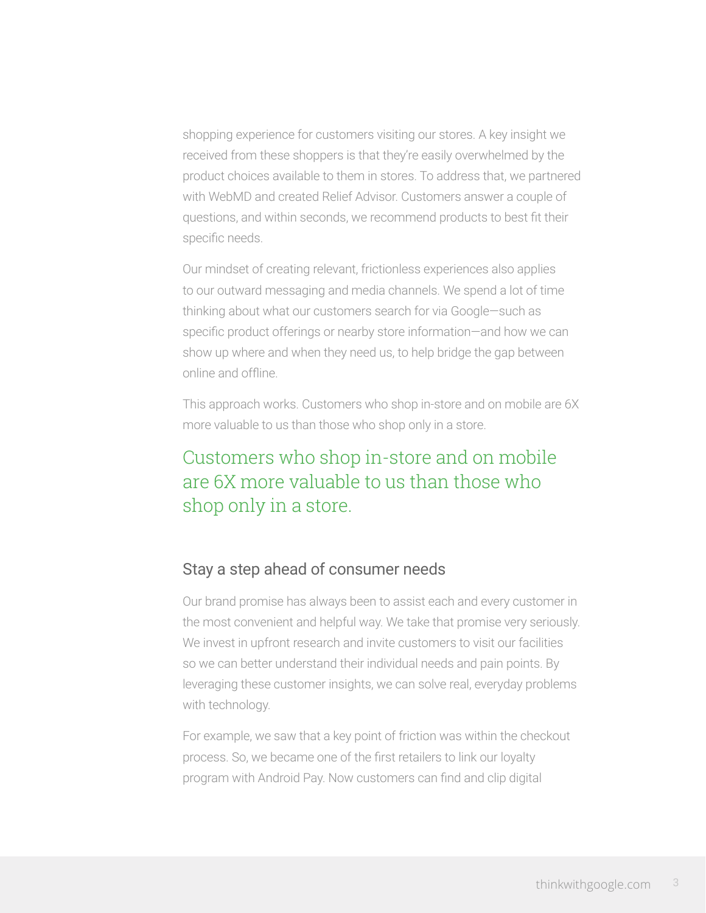shopping experience for customers visiting our stores. A key insight we received from these shoppers is that they're easily overwhelmed by the product choices available to them in stores. To address that, we partnered with WebMD and created Relief Advisor. Customers answer a couple of questions, and within seconds, we recommend products to best fit their specific needs.

Our mindset of creating relevant, frictionless experiences also applies to our outward messaging and media channels. We spend a lot of time thinking about what our customers search for via Google—such as specific product offerings or nearby store information—and how we can show up where and when they need us, to help bridge the gap between online and offline.

This approach works. Customers who shop in-store and on mobile are 6X more valuable to us than those who shop only in a store.

> Customers who shop in-store and on mobile are 6X more valuable to us than those who shop only in a store.

## Stay a step ahead of consumer needs

Our brand promise has always been to assist each and every customer in the most convenient and helpful way. We take that promise very seriously. We invest in upfront research and invite customers to visit our facilities so we can better understand their individual needs and pain points. By leveraging these customer insights, we can solve real, everyday problems with technology.

For example, we saw that a key point of friction was within the checkout process. So, we became one of the first retailers to link our loyalty program with Android Pay. Now customers can find and clip digital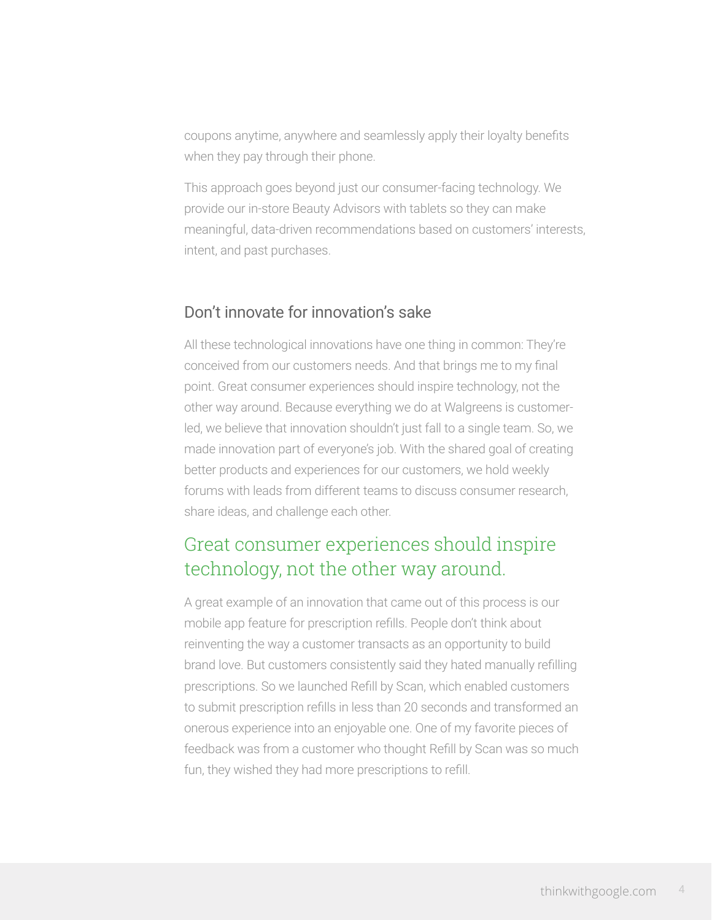coupons anytime, anywhere and seamlessly apply their loyalty benefits when they pay through their phone.

This approach goes beyond just our consumer-facing technology. We provide our in-store Beauty Advisors with tablets so they can make meaningful, data-driven recommendations based on customers' interests, intent, and past purchases.

## Don't innovate for innovation's sake

All these technological innovations have one thing in common: They're conceived from our customers needs. And that brings me to my final point. Great consumer experiences should inspire technology, not the other way around. Because everything we do at Walgreens is customer-led, we believe that innovation shouldn't just fall to a single team. So, we made innovation part of everyone's job. With the shared goal of creating better products and experiences for our customers, we hold weekly forums with leads from different teams to discuss consumer research, share ideas, and challenge each other.

> Great consumer experiences should inspire technology, not the other way around.

A great example of an innovation that came out of this process is our mobile app feature for prescription refills. People don't think about reinventing the way a customer transacts as an opportunity to build brand love. But customers consistently said they hated manually refilling prescriptions. So we launched Refill by Scan, which enabled customers to submit prescription refills in less than 20 seconds and transformed an onerous experience into an enjoyable one. One of my favorite pieces of feedback was from a customer who thought Refill by Scan was so much fun, they wished they had more prescriptions to refill.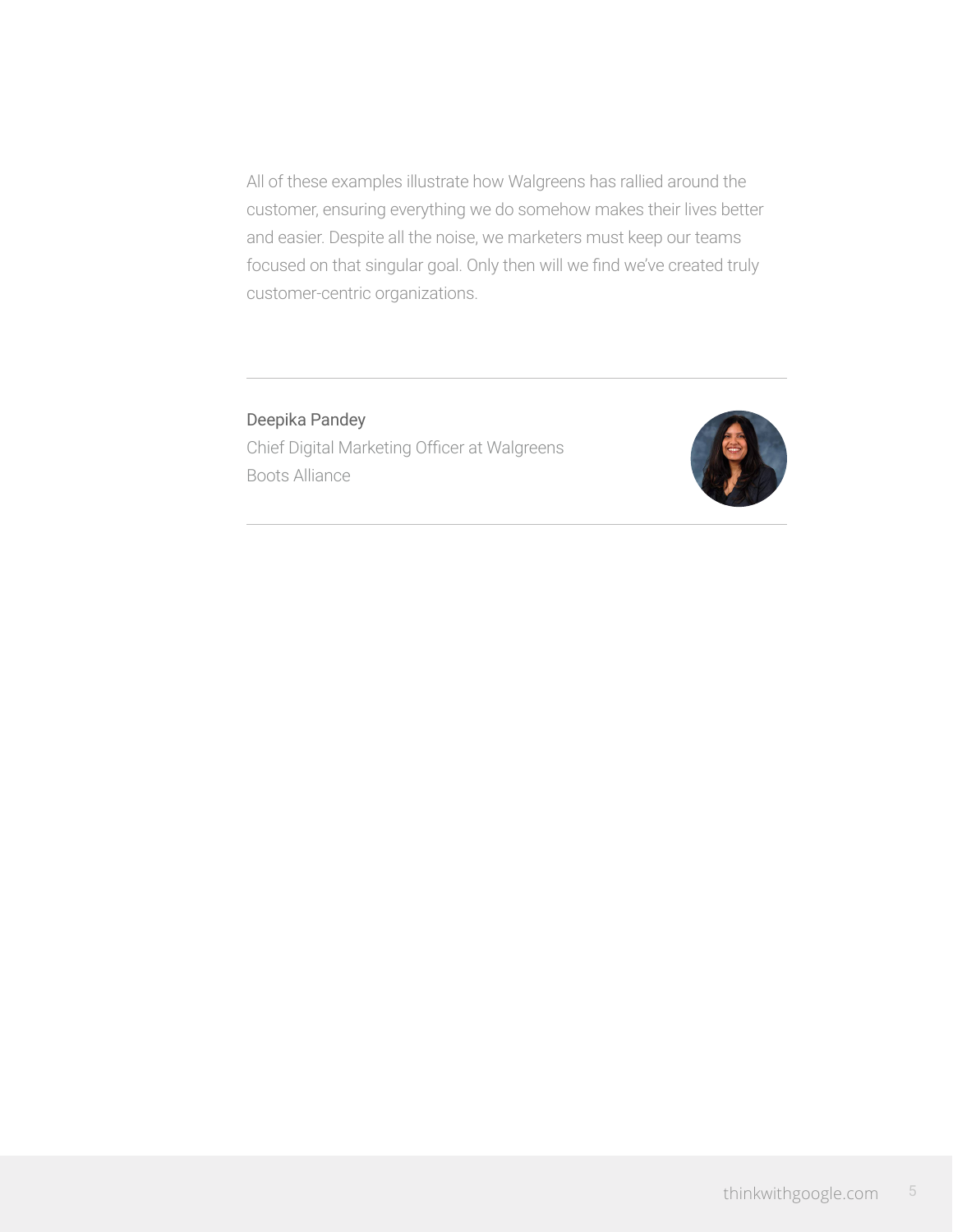All of these examples illustrate how Walgreens has rallied around the customer, ensuring everything we do somehow makes their lives better and easier. Despite all the noise, we marketers must keep our teams focused on that singular goal. Only then will we find we've created truly customer-centric organizations.

---

Deepika Pandey
Chief Digital Marketing Officer at Walgreens Boots Alliance

---